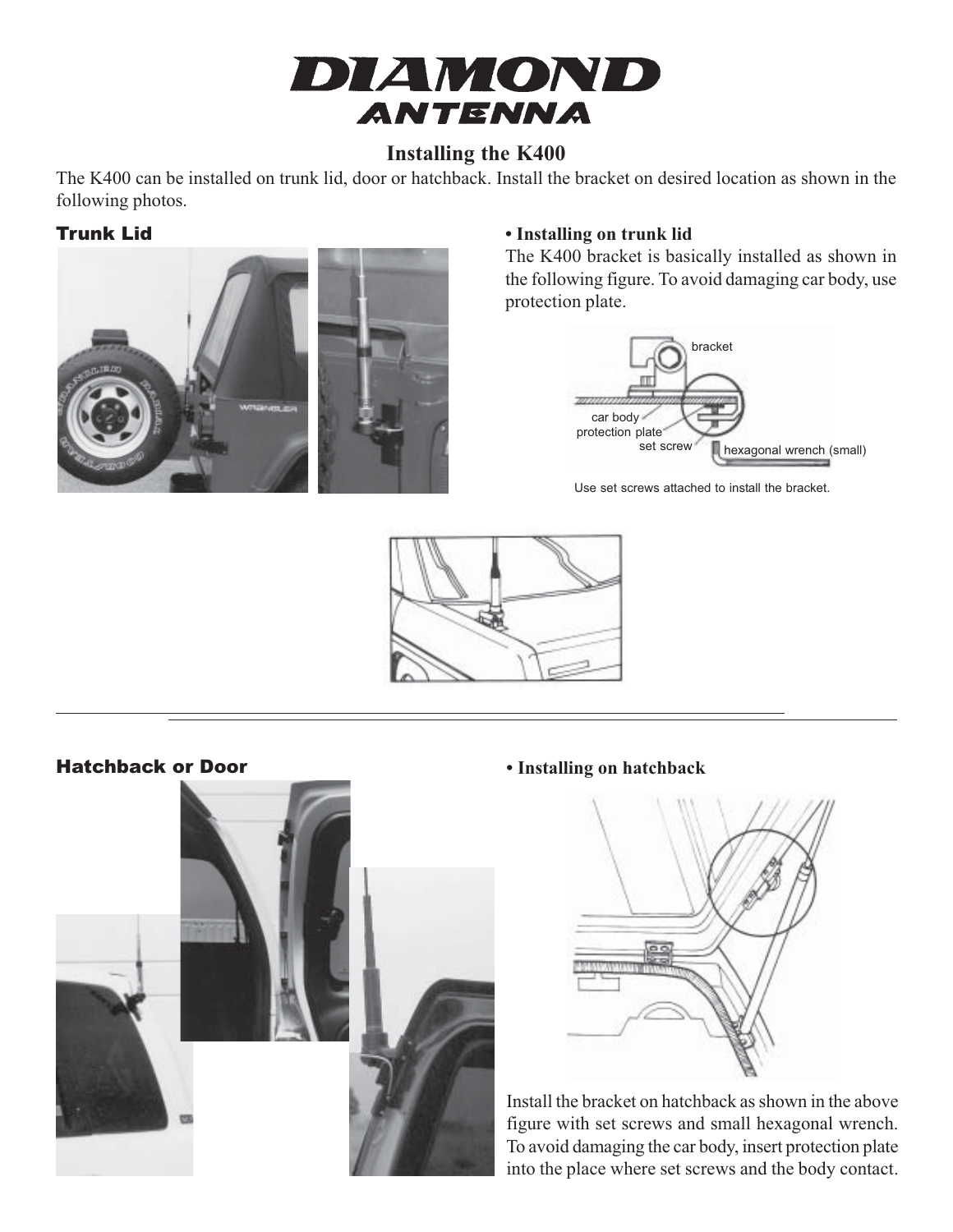# DIAMOND ANTENNA

## Installing the K400

The K400 can be installed on trunk lid, door or hatchback. Install the bracket on desired location as shown in the following photos.

### Trunk Lid

**• Installing on trunk lid**

The K400 bracket is basically installed as shown in the following figure. To avoid damaging car body, use protection plate.

bracket

car body

protection plate

set screw

hexagonal wrench (small)

Use set screws attached to install the bracket.

### Hatchback or Door

**• Installing on hatchback**

Install the bracket on hatchback as shown in the above figure with set screws and small hexagonal wrench. To avoid damaging the car body, insert protection plate into the place where set screws and the body contact.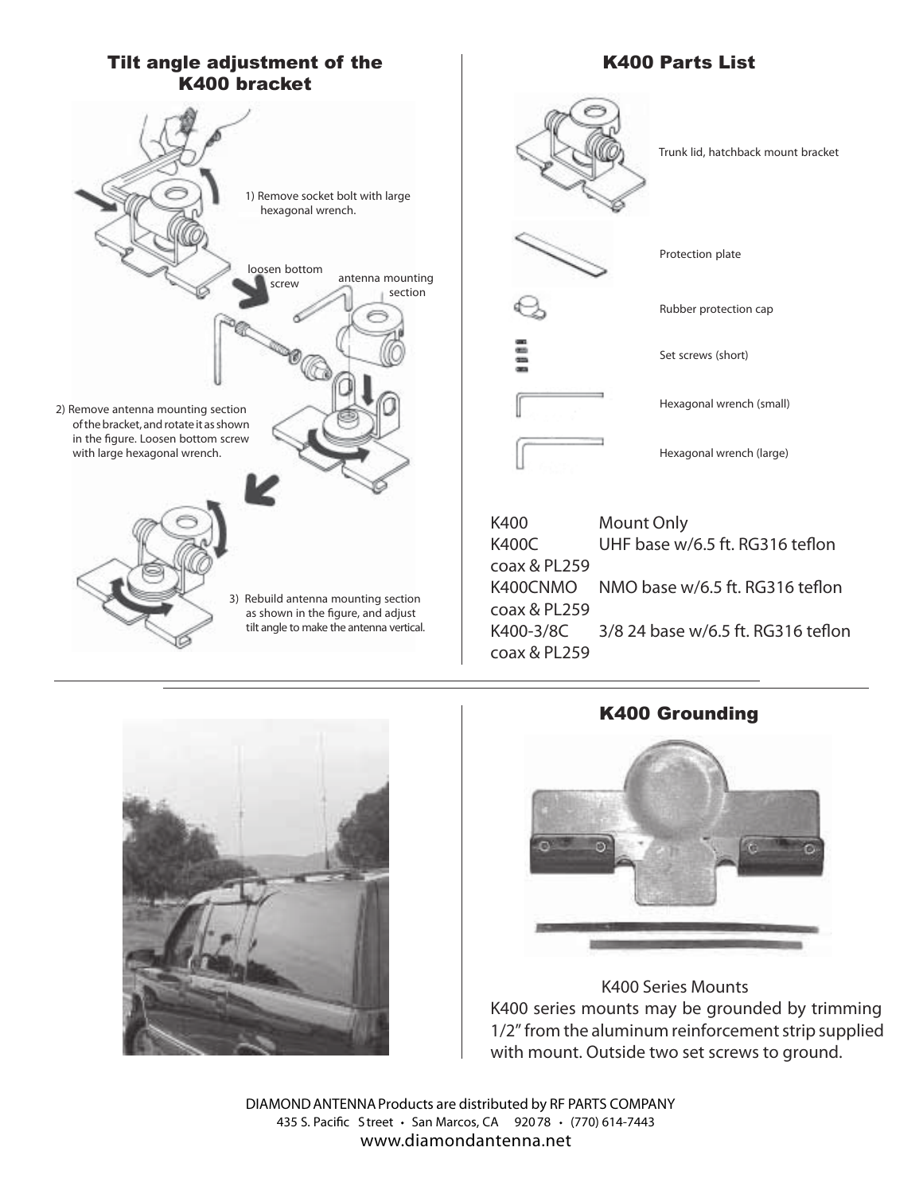## Tilt angle adjustment of the K400 bracket

1) Remove socket bolt with large hexagonal wrench.

loosen bottom screw

antenna mounting section

2) Remove antenna mounting section of the bracket, and rotate it as shown in the figure. Loosen bottom screw with large hexagonal wrench.

3) Rebuild antenna mounting section as shown in the figure, and adjust tilt angle to make the antenna vertical.

## K400 Parts List

Trunk lid, hatchback mount bracket

Protection plate

Rubber protection cap

Set screws (short)

Hexagonal wrench (small)

Hexagonal wrench (large)

| | |
|---|---|
| K400 | Mount Only |
| K400C | UHF base w/6.5 ft. RG316 teflon coax & PL259 |
| K400CNMO | NMO base w/6.5 ft. RG316 teflon coax & PL259 |
| K400-3/8C | 3/8 24 base w/6.5 ft. RG316 teflon coax & PL259 |

## K400 Grounding

K400 Series Mounts

K400 series mounts may be grounded by trimming 1/2" from the aluminum reinforcement strip supplied with mount. Outside two set screws to ground.

DIAMOND ANTENNA Products are distributed by RF PARTS COMPANY
435 S. Pacific Street • San Marcos, CA 92078 • (770) 614-7443
www.diamondantenna.net